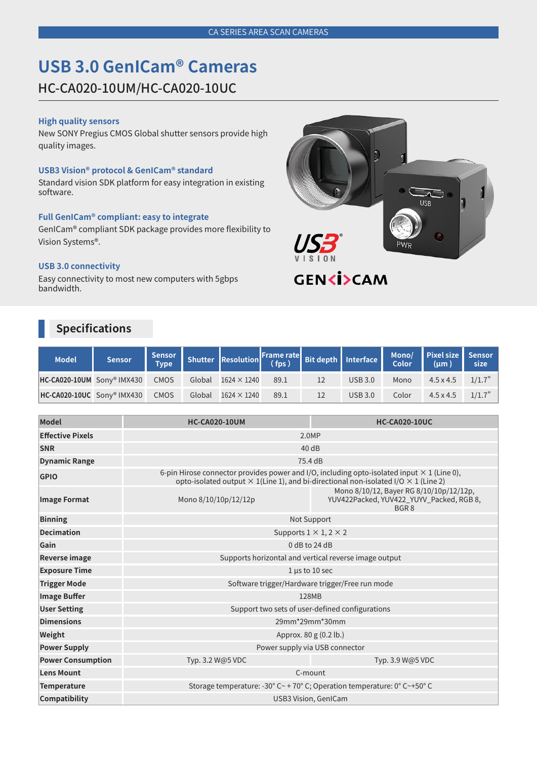CA SERIES AREA SCAN CAMERAS

# USB 3.0 GenICam® Cameras

## HC-CA020-10UM/HC-CA020-10UC

### High quality sensors

New SONY Pregius CMOS Global shutter sensors provide high quality images.

### USB3 Vision® protocol & GenICam® standard

Standard vision SDK platform for easy integration in existing software.

### Full GenICam® compliant: easy to integrate

GenICam® compliant SDK package provides more flexibility to Vision Systems®.

### USB 3.0 connectivity

Easy connectivity to most new computers with 5gbps bandwidth.

## Specifications

| Model | Sensor | Sensor Type | Shutter | Resolution | Frame rate ( fps ) | Bit depth | Interface | Mono/ Color | Pixel size (μm ) | Sensor size |
|---|---|---|---|---|---|---|---|---|---|---|
| HC-CA020-10UM | Sony® IMX430 | CMOS | Global | 1624 × 1240 | 89.1 | 12 | USB 3.0 | Mono | 4.5 x 4.5 | 1/1.7" |
| HC-CA020-10UC | Sony® IMX430 | CMOS | Global | 1624 × 1240 | 89.1 | 12 | USB 3.0 | Color | 4.5 x 4.5 | 1/1.7" |

| Model | HC-CA020-10UM | HC-CA020-10UC |
|---|---|---|
| Effective Pixels | 2.0MP | |
| SNR | 40 dB | |
| Dynamic Range | 75.4 dB | |
| GPIO | 6-pin Hirose connector provides power and I/O, including opto-isolated input × 1 (Line 0), opto-isolated output × 1(Line 1), and bi-directional non-isolated I/O × 1 (Line 2) | |
| Image Format | Mono 8/10/10p/12/12p | Mono 8/10/12, Bayer RG 8/10/10p/12/12p, YUV422Packed, YUV422_YUYV_Packed, RGB 8, BGR 8 |
| Binning | Not Support | |
| Decimation | Supports 1 × 1, 2 × 2 | |
| Gain | 0 dB to 24 dB | |
| Reverse image | Supports horizontal and vertical reverse image output | |
| Exposure Time | 1 μs to 10 sec | |
| Trigger Mode | Software trigger/Hardware trigger/Free run mode | |
| Image Buffer | 128MB | |
| User Setting | Support two sets of user-defined configurations | |
| Dimensions | 29mm*29mm*30mm | |
| Weight | Approx. 80 g (0.2 lb.) | |
| Power Supply | Power supply via USB connector | |
| Power Consumption | Typ. 3.2 W@5 VDC | Typ. 3.9 W@5 VDC |
| Lens Mount | C-mount | |
| Temperature | Storage temperature: -30° C~ + 70° C; Operation temperature: 0° C~+50° C | |
| Compatibility | USB3 Vision, GenICam | |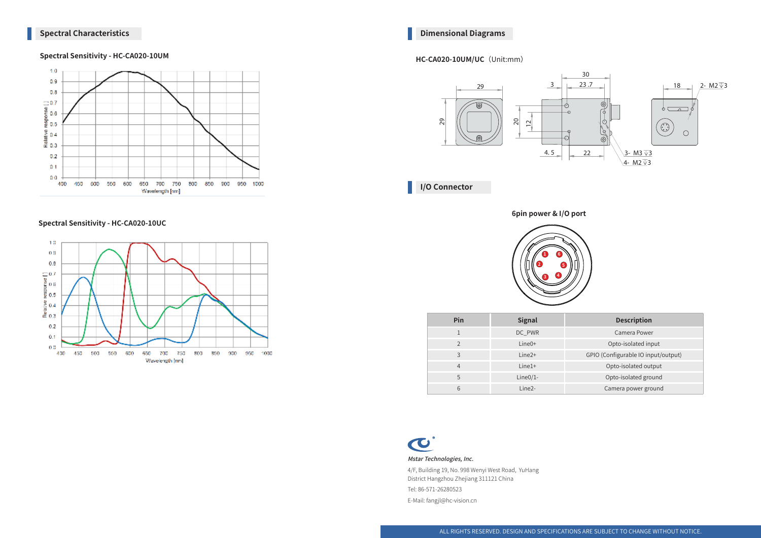## Spectral Characteristics

### Spectral Sensitivity - HC-CA020-10UM

1.0
0.9
0.8
0.7
0.6
0.5
0.4
0.3
0.2
0.1
0.0
Relative response [ ]
400 450 500 550 600 650 700 750 800 850 900 950 1000
Wavelength [nm]

### Spectral Sensitivity - HC-CA020-10UC

1.0
0.9
0.8
0.7
0.6
0.5
0.4
0.3
0.2
0.1
0.0
Relative response [ ]
400 450 500 550 600 650 700 750 800 850 900 950 1000
Wavelength [nm]

## Dimensional Diagrams

**HC-CA020-10UM/UC**（Unit:mm）

29
29
3
30
23.7
20
12
4.5
22
18
2- M2 ↧3
3- M3 ↧3
4- M2 ↧3

## I/O Connector

**6pin power & I/O port**

1 2 3 4 5 6

| Pin | Signal | Description |
|---|---|---|
| 1 | DC_PWR | Camera Power |
| 2 | Line0+ | Opto-isolated input |
| 3 | Line2+ | GPIO (Configurable IO input/output) |
| 4 | Line1+ | Opto-isolated output |
| 5 | Line0/1- | Opto-isolated ground |
| 6 | Line2- | Camera power ground |

***Mstar Technologies, Inc.***

4/F, Building 19, No. 998 Wenyi West Road, YuHang District Hangzhou Zhejiang 311121 China

Tel: 86-571-26280523

E-Mail: fangjl@hc-vision.cn

ALL RIGHTS RESERVED. DESIGN AND SPECIFICATIONS ARE SUBJECT TO CHANGE WITHOUT NOTICE.